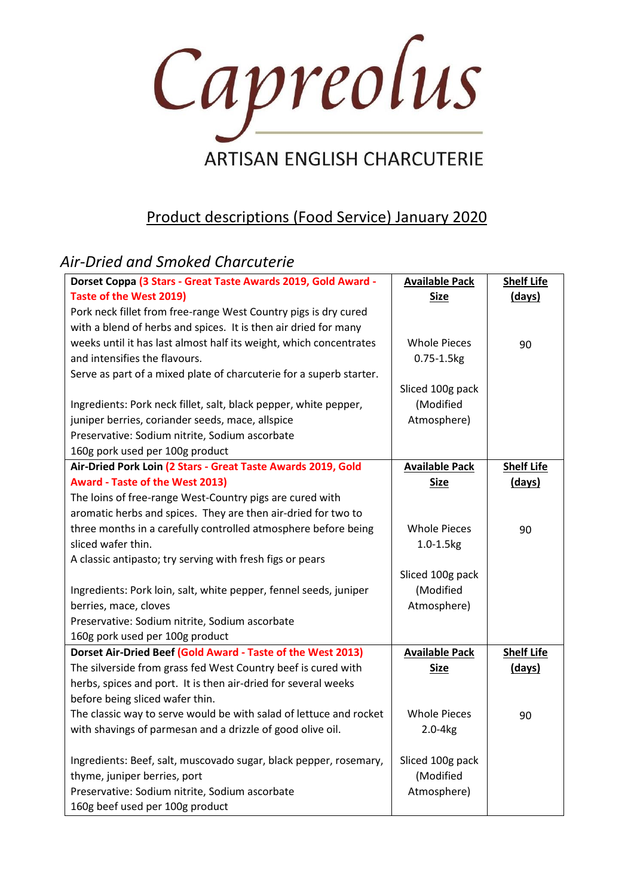# Capreolus

ARTISAN ENGLISH CHARCUTERIE

## Product descriptions (Food Service) January 2020

### *Air-Dried and Smoked Charcuterie*

| **Dorset Coppa** **(3 Stars - Great Taste Awards 2019, Gold Award - Taste of the West 2019)** | **Available Pack Size** | **Shelf Life (days)** |
|---|---|---|
| Pork neck fillet from free-range West Country pigs is dry cured with a blend of herbs and spices. It is then air dried for many weeks until it has last almost half its weight, which concentrates and intensifies the flavours.<br>Serve as part of a mixed plate of charcuterie for a superb starter.<br><br>Ingredients: Pork neck fillet, salt, black pepper, white pepper, juniper berries, coriander seeds, mace, allspice<br>Preservative: Sodium nitrite, Sodium ascorbate<br>160g pork used per 100g product | Whole Pieces 0.75-1.5kg<br><br>Sliced 100g pack (Modified Atmosphere) | 90 |
| **Air-Dried Pork Loin** **(2 Stars - Great Taste Awards 2019, Gold Award - Taste of the West 2013)** | **Available Pack Size** | **Shelf Life (days)** |
| The loins of free-range West-Country pigs are cured with aromatic herbs and spices. They are then air-dried for two to three months in a carefully controlled atmosphere before being sliced wafer thin.<br>A classic antipasto; try serving with fresh figs or pears<br><br>Ingredients: Pork loin, salt, white pepper, fennel seeds, juniper berries, mace, cloves<br>Preservative: Sodium nitrite, Sodium ascorbate<br>160g pork used per 100g product | Whole Pieces 1.0-1.5kg<br><br>Sliced 100g pack (Modified Atmosphere) | 90 |
| **Dorset Air-Dried Beef** **(Gold Award - Taste of the West 2013)** | **Available Pack Size** | **Shelf Life (days)** |
| The silverside from grass fed West Country beef is cured with herbs, spices and port. It is then air-dried for several weeks before being sliced wafer thin.<br>The classic way to serve would be with salad of lettuce and rocket with shavings of parmesan and a drizzle of good olive oil.<br><br>Ingredients: Beef, salt, muscovado sugar, black pepper, rosemary, thyme, juniper berries, port<br>Preservative: Sodium nitrite, Sodium ascorbate<br>160g beef used per 100g product | Whole Pieces 2.0-4kg<br><br>Sliced 100g pack (Modified Atmosphere) | 90 |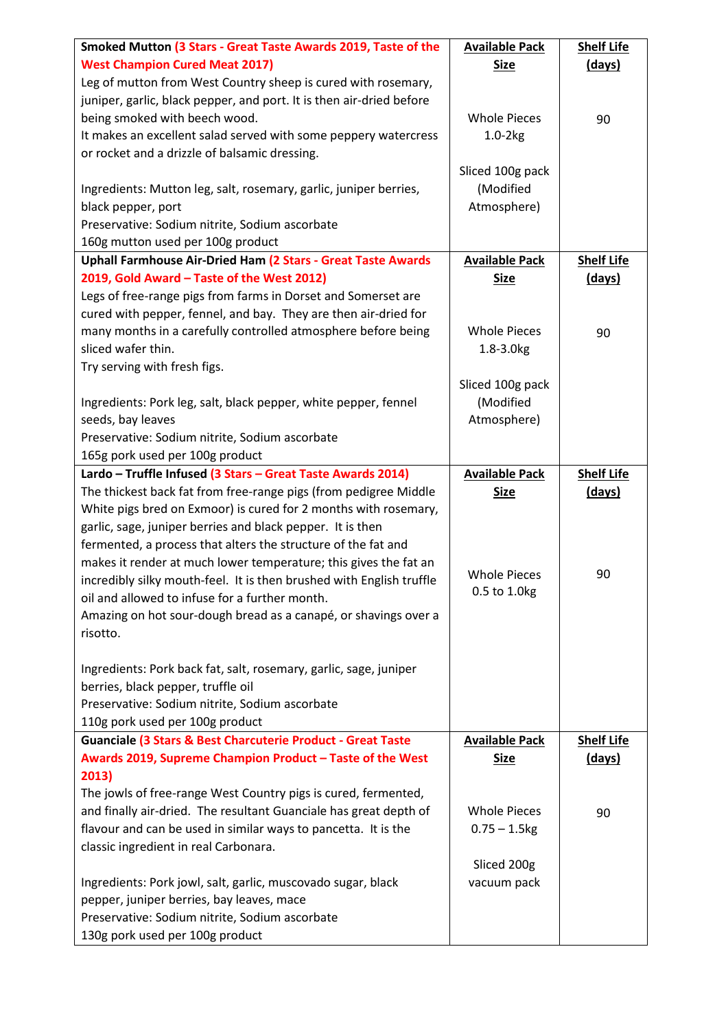| **Smoked Mutton** (3 Stars - Great Taste Awards 2019, Taste of the West Champion Cured Meat 2017)<br>Leg of mutton from West Country sheep is cured with rosemary, juniper, garlic, black pepper, and port. It is then air-dried before being smoked with beech wood.<br>It makes an excellent salad served with some peppery watercress or rocket and a drizzle of balsamic dressing.<br><br>Ingredients: Mutton leg, salt, rosemary, garlic, juniper berries, black pepper, port<br>Preservative: Sodium nitrite, Sodium ascorbate<br>160g mutton used per 100g product | **Available Pack Size**<br><br>Whole Pieces 1.0-2kg<br><br>Sliced 100g pack (Modified Atmosphere) | **Shelf Life (days)**<br><br>90 |
|---|---|---|
| **Uphall Farmhouse Air-Dried Ham** (2 Stars - Great Taste Awards 2019, Gold Award – Taste of the West 2012)<br>Legs of free-range pigs from farms in Dorset and Somerset are cured with pepper, fennel, and bay. They are then air-dried for many months in a carefully controlled atmosphere before being sliced wafer thin.<br>Try serving with fresh figs.<br><br>Ingredients: Pork leg, salt, black pepper, white pepper, fennel seeds, bay leaves<br>Preservative: Sodium nitrite, Sodium ascorbate<br>165g pork used per 100g product | **Available Pack Size**<br><br>Whole Pieces 1.8-3.0kg<br><br>Sliced 100g pack (Modified Atmosphere) | **Shelf Life (days)**<br><br>90 |
| **Lardo – Truffle Infused** (3 Stars – Great Taste Awards 2014)<br>The thickest back fat from free-range pigs (from pedigree Middle White pigs bred on Exmoor) is cured for 2 months with rosemary, garlic, sage, juniper berries and black pepper. It is then fermented, a process that alters the structure of the fat and makes it render at much lower temperature; this gives the fat an incredibly silky mouth-feel. It is then brushed with English truffle oil and allowed to infuse for a further month.<br>Amazing on hot sour-dough bread as a canapé, or shavings over a risotto.<br><br>Ingredients: Pork back fat, salt, rosemary, garlic, sage, juniper berries, black pepper, truffle oil<br>Preservative: Sodium nitrite, Sodium ascorbate<br>110g pork used per 100g product | **Available Pack Size**<br><br>Whole Pieces 0.5 to 1.0kg | **Shelf Life (days)**<br><br>90 |
| **Guanciale** (3 Stars & Best Charcuterie Product - Great Taste Awards 2019, Supreme Champion Product – Taste of the West 2013)<br>The jowls of free-range West Country pigs is cured, fermented, and finally air-dried. The resultant Guanciale has great depth of flavour and can be used in similar ways to pancetta. It is the classic ingredient in real Carbonara.<br><br>Ingredients: Pork jowl, salt, garlic, muscovado sugar, black pepper, juniper berries, bay leaves, mace<br>Preservative: Sodium nitrite, Sodium ascorbate<br>130g pork used per 100g product | **Available Pack Size**<br><br>Whole Pieces 0.75 – 1.5kg<br><br>Sliced 200g vacuum pack | **Shelf Life (days)**<br><br>90 |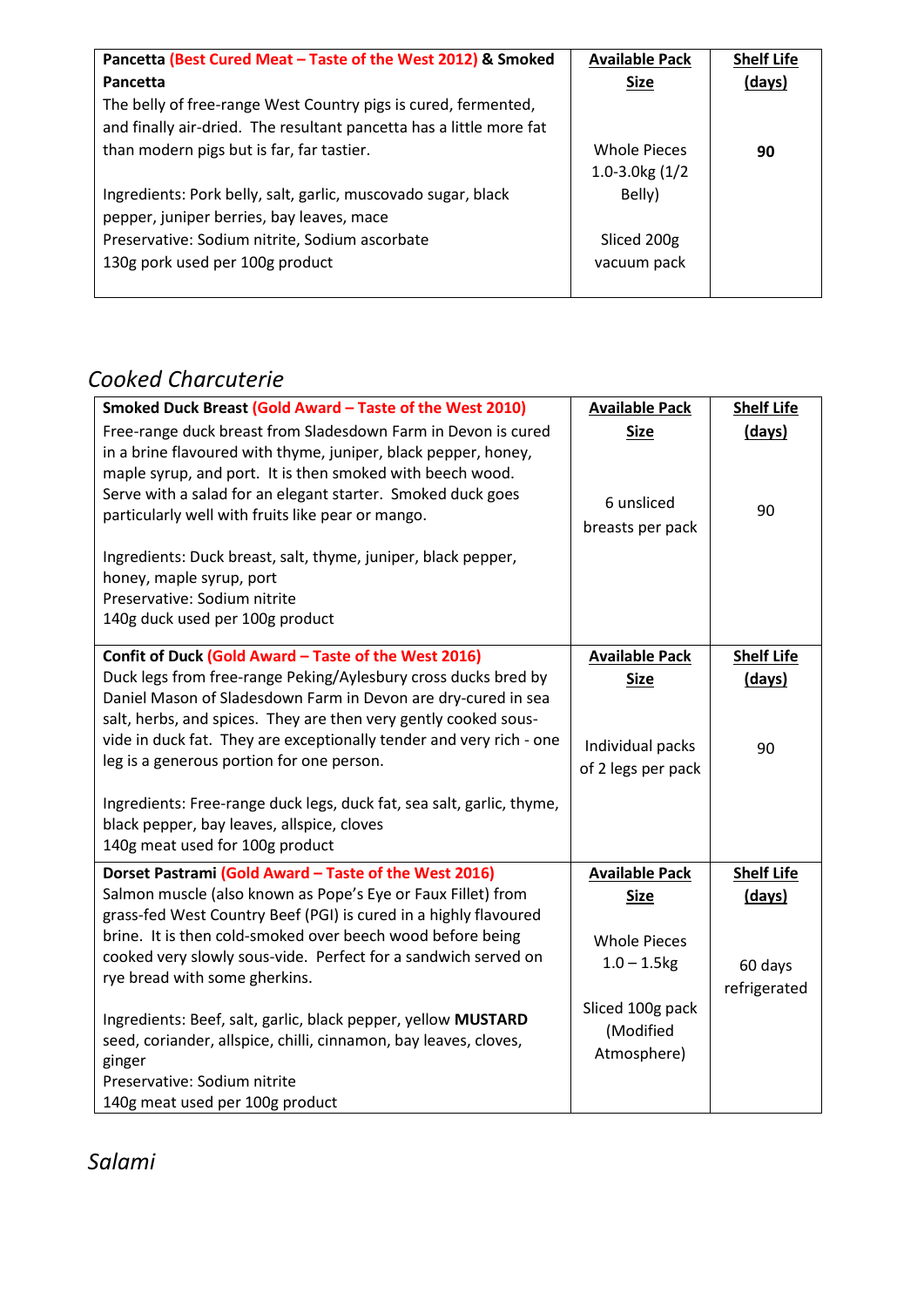| **Pancetta** **(Best Cured Meat – Taste of the West 2012)** **& Smoked Pancetta**<br>The belly of free-range West Country pigs is cured, fermented, and finally air-dried. The resultant pancetta has a little more fat than modern pigs but is far, far tastier.<br><br>Ingredients: Pork belly, salt, garlic, muscovado sugar, black pepper, juniper berries, bay leaves, mace<br>Preservative: Sodium nitrite, Sodium ascorbate<br>130g pork used per 100g product | **Available Pack Size**<br><br>Whole Pieces 1.0-3.0kg (1/2 Belly)<br><br>Sliced 200g vacuum pack | **Shelf Life (days)**<br><br>**90** |
|---|---|---|

## *Cooked Charcuterie*

| **Smoked Duck Breast** **(Gold Award – Taste of the West 2010)**<br>Free-range duck breast from Sladesdown Farm in Devon is cured in a brine flavoured with thyme, juniper, black pepper, honey, maple syrup, and port. It is then smoked with beech wood. Serve with a salad for an elegant starter. Smoked duck goes particularly well with fruits like pear or mango.<br><br>Ingredients: Duck breast, salt, thyme, juniper, black pepper, honey, maple syrup, port<br>Preservative: Sodium nitrite<br>140g duck used per 100g product | **Available Pack Size**<br><br>6 unsliced breasts per pack | **Shelf Life (days)**<br><br>90 |
|---|---|---|
| **Confit of Duck** **(Gold Award – Taste of the West 2016)**<br>Duck legs from free-range Peking/Aylesbury cross ducks bred by Daniel Mason of Sladesdown Farm in Devon are dry-cured in sea salt, herbs, and spices. They are then very gently cooked sous-vide in duck fat. They are exceptionally tender and very rich - one leg is a generous portion for one person.<br><br>Ingredients: Free-range duck legs, duck fat, sea salt, garlic, thyme, black pepper, bay leaves, allspice, cloves<br>140g meat used for 100g product | **Available Pack Size**<br><br>Individual packs of 2 legs per pack | **Shelf Life (days)**<br><br>90 |
| **Dorset Pastrami** **(Gold Award – Taste of the West 2016)**<br>Salmon muscle (also known as Pope's Eye or Faux Fillet) from grass-fed West Country Beef (PGI) is cured in a highly flavoured brine. It is then cold-smoked over beech wood before being cooked very slowly sous-vide. Perfect for a sandwich served on rye bread with some gherkins.<br><br>Ingredients: Beef, salt, garlic, black pepper, yellow **MUSTARD** seed, coriander, allspice, chilli, cinnamon, bay leaves, cloves, ginger<br>Preservative: Sodium nitrite<br>140g meat used per 100g product | **Available Pack Size**<br><br>Whole Pieces 1.0 – 1.5kg<br><br>Sliced 100g pack (Modified Atmosphere) | **Shelf Life (days)**<br><br>60 days refrigerated |

## *Salami*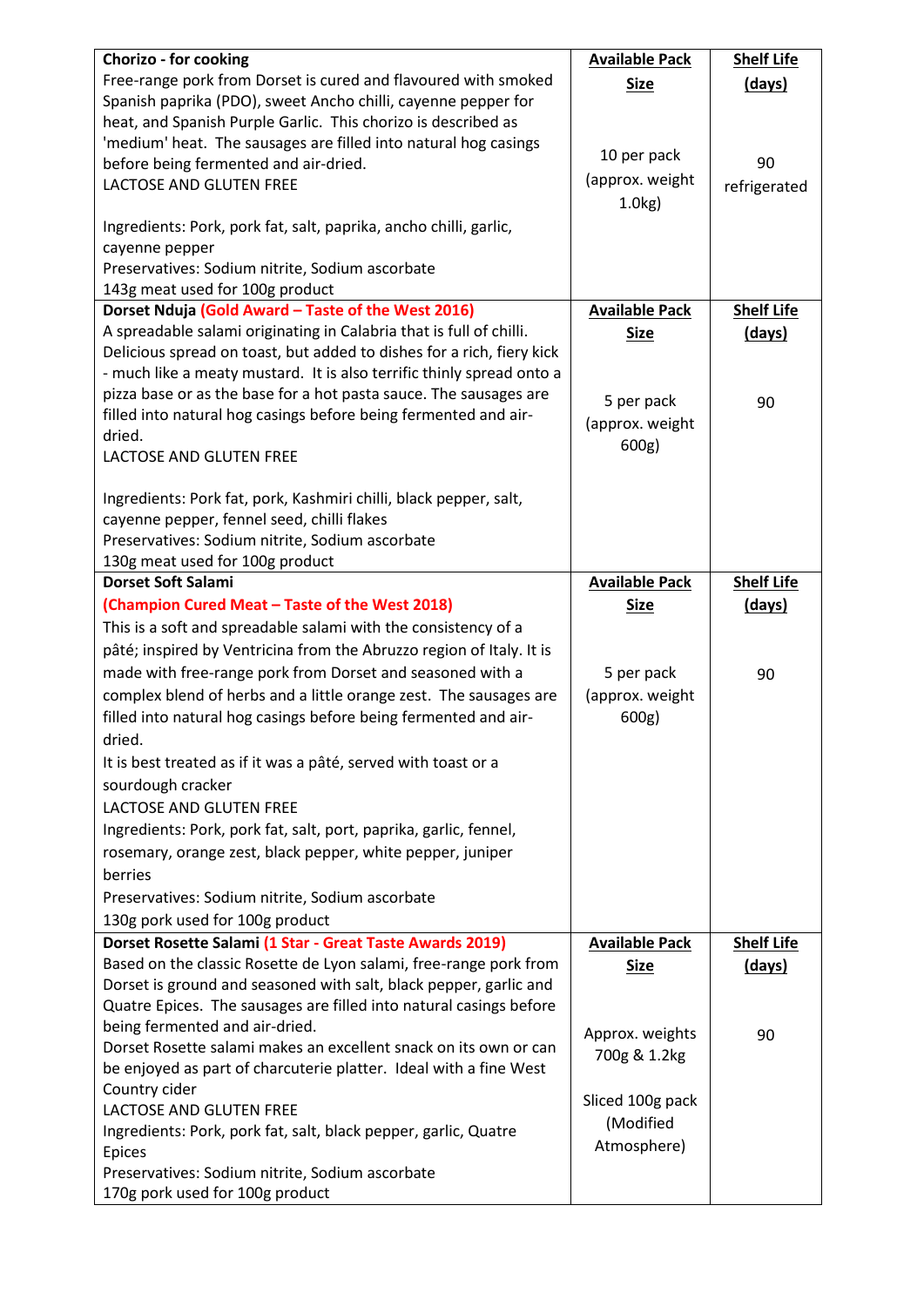| **Chorizo - for cooking**<br>Free-range pork from Dorset is cured and flavoured with smoked Spanish paprika (PDO), sweet Ancho chilli, cayenne pepper for heat, and Spanish Purple Garlic. This chorizo is described as 'medium' heat. The sausages are filled into natural hog casings before being fermented and air-dried.<br>LACTOSE AND GLUTEN FREE<br><br>Ingredients: Pork, pork fat, salt, paprika, ancho chilli, garlic, cayenne pepper<br>Preservatives: Sodium nitrite, Sodium ascorbate<br>143g meat used for 100g product | **Available Pack Size**<br><br>10 per pack (approx. weight 1.0kg) | **Shelf Life (days)**<br><br>90 refrigerated |
|---|---|---|
| **Dorset Nduja** **(Gold Award – Taste of the West 2016)**<br>A spreadable salami originating in Calabria that is full of chilli. Delicious spread on toast, but added to dishes for a rich, fiery kick - much like a meaty mustard. It is also terrific thinly spread onto a pizza base or as the base for a hot pasta sauce. The sausages are filled into natural hog casings before being fermented and air-dried.<br>LACTOSE AND GLUTEN FREE<br><br>Ingredients: Pork fat, pork, Kashmiri chilli, black pepper, salt, cayenne pepper, fennel seed, chilli flakes<br>Preservatives: Sodium nitrite, Sodium ascorbate<br>130g meat used for 100g product | **Available Pack Size**<br><br>5 per pack (approx. weight 600g) | **Shelf Life (days)**<br><br>90 |
| **Dorset Soft Salami**<br>**(Champion Cured Meat – Taste of the West 2018)**<br>This is a soft and spreadable salami with the consistency of a pâté; inspired by Ventricina from the Abruzzo region of Italy. It is made with free-range pork from Dorset and seasoned with a complex blend of herbs and a little orange zest. The sausages are filled into natural hog casings before being fermented and air-dried.<br>It is best treated as if it was a pâté, served with toast or a sourdough cracker<br>LACTOSE AND GLUTEN FREE<br>Ingredients: Pork, pork fat, salt, port, paprika, garlic, fennel, rosemary, orange zest, black pepper, white pepper, juniper berries<br>Preservatives: Sodium nitrite, Sodium ascorbate<br>130g pork used for 100g product | **Available Pack Size**<br><br>5 per pack (approx. weight 600g) | **Shelf Life (days)**<br><br>90 |
| **Dorset Rosette Salami** **(1 Star - Great Taste Awards 2019)**<br>Based on the classic Rosette de Lyon salami, free-range pork from Dorset is ground and seasoned with salt, black pepper, garlic and Quatre Epices. The sausages are filled into natural casings before being fermented and air-dried.<br>Dorset Rosette salami makes an excellent snack on its own or can be enjoyed as part of charcuterie platter. Ideal with a fine West Country cider<br>LACTOSE AND GLUTEN FREE<br>Ingredients: Pork, pork fat, salt, black pepper, garlic, Quatre Epices<br>Preservatives: Sodium nitrite, Sodium ascorbate<br>170g pork used for 100g product | **Available Pack Size**<br><br>Approx. weights 700g & 1.2kg<br><br>Sliced 100g pack (Modified Atmosphere) | **Shelf Life (days)**<br><br>90 |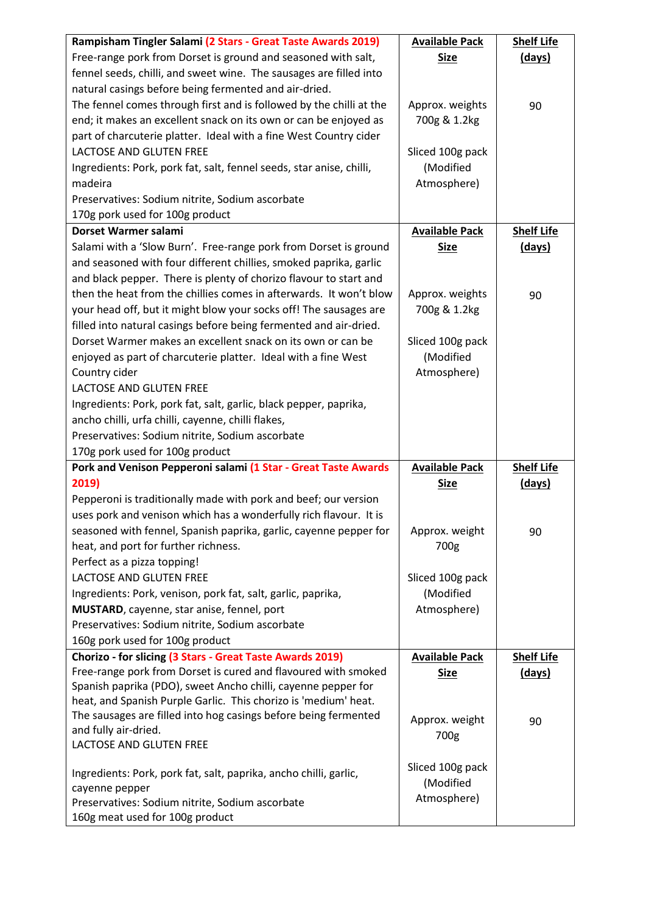| | | |
|---|---|---|
| **Rampisham Tingler Salami** **(2 Stars - Great Taste Awards 2019)**<br>Free-range pork from Dorset is ground and seasoned with salt, fennel seeds, chilli, and sweet wine. The sausages are filled into natural casings before being fermented and air-dried.<br>The fennel comes through first and is followed by the chilli at the end; it makes an excellent snack on its own or can be enjoyed as part of charcuterie platter. Ideal with a fine West Country cider<br>LACTOSE AND GLUTEN FREE<br>Ingredients: Pork, pork fat, salt, fennel seeds, star anise, chilli, madeira<br>Preservatives: Sodium nitrite, Sodium ascorbate<br>170g pork used for 100g product | **Available Pack Size**<br><br>Approx. weights 700g & 1.2kg<br><br>Sliced 100g pack (Modified Atmosphere) | **Shelf Life (days)**<br><br>90 |
| **Dorset Warmer salami**<br>Salami with a 'Slow Burn'. Free-range pork from Dorset is ground and seasoned with four different chillies, smoked paprika, garlic and black pepper. There is plenty of chorizo flavour to start and then the heat from the chillies comes in afterwards. It won't blow your head off, but it might blow your socks off! The sausages are filled into natural casings before being fermented and air-dried. Dorset Warmer makes an excellent snack on its own or can be enjoyed as part of charcuterie platter. Ideal with a fine West Country cider<br>LACTOSE AND GLUTEN FREE<br>Ingredients: Pork, pork fat, salt, garlic, black pepper, paprika, ancho chilli, urfa chilli, cayenne, chilli flakes,<br>Preservatives: Sodium nitrite, Sodium ascorbate<br>170g pork used for 100g product | **Available Pack Size**<br><br>Approx. weights 700g & 1.2kg<br><br>Sliced 100g pack (Modified Atmosphere) | **Shelf Life (days)**<br><br>90 |
| **Pork and Venison Pepperoni salami** **(1 Star - Great Taste Awards 2019)**<br>Pepperoni is traditionally made with pork and beef; our version uses pork and venison which has a wonderfully rich flavour. It is seasoned with fennel, Spanish paprika, garlic, cayenne pepper for heat, and port for further richness.<br>Perfect as a pizza topping!<br>LACTOSE AND GLUTEN FREE<br>Ingredients: Pork, venison, pork fat, salt, garlic, paprika, **MUSTARD**, cayenne, star anise, fennel, port<br>Preservatives: Sodium nitrite, Sodium ascorbate<br>160g pork used for 100g product | **Available Pack Size**<br><br>Approx. weight 700g<br><br>Sliced 100g pack (Modified Atmosphere) | **Shelf Life (days)**<br><br>90 |
| **Chorizo - for slicing** **(3 Stars - Great Taste Awards 2019)**<br>Free-range pork from Dorset is cured and flavoured with smoked Spanish paprika (PDO), sweet Ancho chilli, cayenne pepper for heat, and Spanish Purple Garlic. This chorizo is 'medium' heat. The sausages are filled into hog casings before being fermented and fully air-dried.<br>LACTOSE AND GLUTEN FREE<br><br>Ingredients: Pork, pork fat, salt, paprika, ancho chilli, garlic, cayenne pepper<br>Preservatives: Sodium nitrite, Sodium ascorbate<br>160g meat used for 100g product | **Available Pack Size**<br><br>Approx. weight 700g<br><br>Sliced 100g pack (Modified Atmosphere) | **Shelf Life (days)**<br><br>90 |